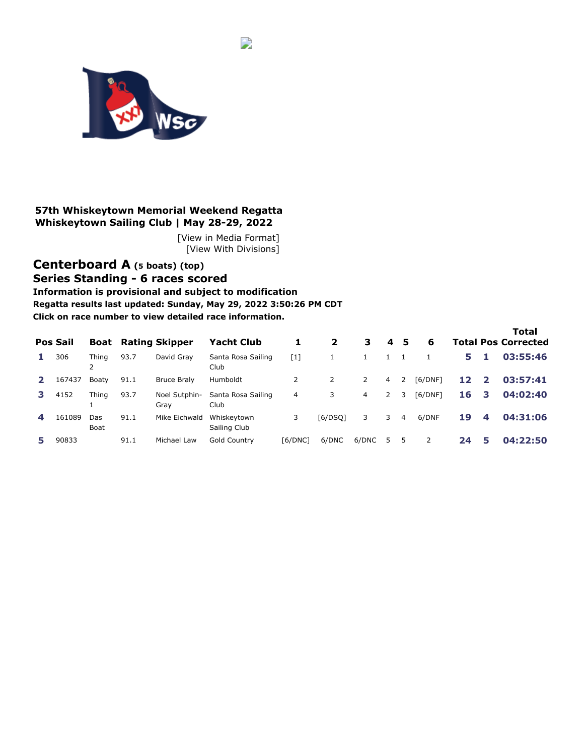## 57th Whiskeytown Memorial Weekend Regatta
## Whiskeytown Sailing Club | May 28-29, 2022

[View in Media Format]
[View With Divisions]

# Centerboard A (5 boats) (top)

## Series Standing - 6 races scored

**Information is provisional and subject to modification**

**Regatta results last updated: Sunday, May 29, 2022 3:50:26 PM CDT**

**Click on race number to view detailed race information.**

| Pos | Sail | Boat | Rating | Skipper | Yacht Club | 1 | 2 | 3 | 4 | 5 | 6 | Total | Pos | Total Corrected |
|---|---|---|---|---|---|---|---|---|---|---|---|---|---|---|
| **1** | 306 | Thing 2 | 93.7 | David Gray | Santa Rosa Sailing Club | [1] | 1 | 1 | 1 | 1 | 1 | **5** | **1** | **03:55:46** |
| **2** | 167437 | Boaty | 91.1 | Bruce Braly | Humboldt | 2 | 2 | 2 | 4 | 2 | [6/DNF] | **12** | **2** | **03:57:41** |
| **3** | 4152 | Thing 1 | 93.7 | Noel Sutphin-Gray | Santa Rosa Sailing Club | 4 | 3 | 4 | 2 | 3 | [6/DNF] | **16** | **3** | **04:02:40** |
| **4** | 161089 | Das Boat | 91.1 | Mike Eichwald | Whiskeytown Sailing Club | 3 | [6/DSQ] | 3 | 3 | 4 | 6/DNF | **19** | **4** | **04:31:06** |
| **5** | 90833 | | 91.1 | Michael Law | Gold Country | [6/DNC] | 6/DNC | 6/DNC | 5 | 5 | 2 | **24** | **5** | **04:22:50** |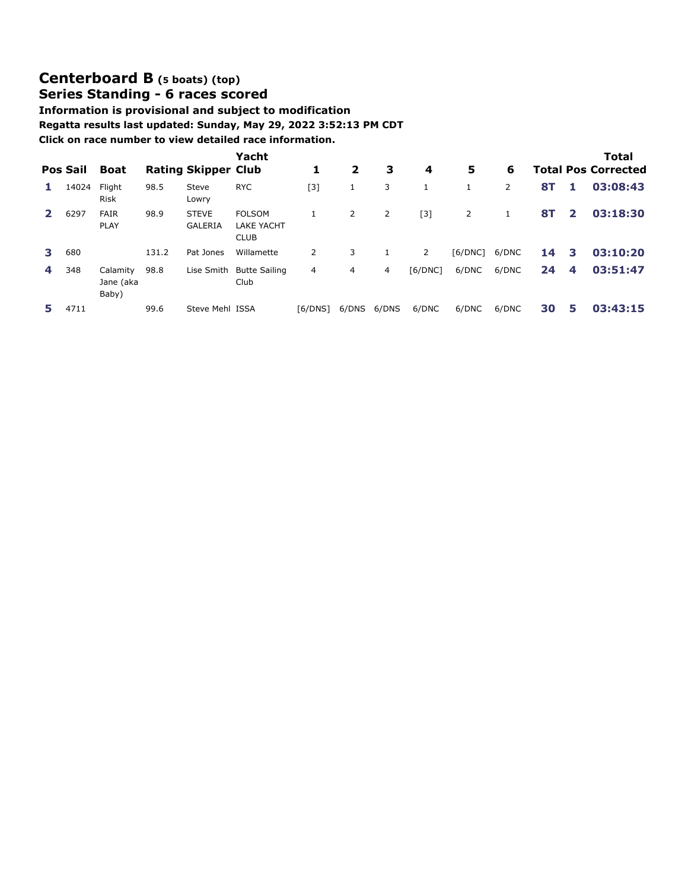## Centerboard B (5 boats) (top)

### Series Standing - 6 races scored

**Information is provisional and subject to modification**

**Regatta results last updated: Sunday, May 29, 2022 3:52:13 PM CDT**

**Click on race number to view detailed race information.**

| Pos | Sail | Boat | Rating | Skipper | Yacht Club | 1 | 2 | 3 | 4 | 5 | 6 | Total | Pos | Total Corrected |
|---|---|---|---|---|---|---|---|---|---|---|---|---|---|---|
| 1 | 14024 | Flight Risk | 98.5 | Steve Lowry | RYC | [3] | 1 | 3 | 1 | 1 | 2 | 8T | 1 | 03:08:43 |
| 2 | 6297 | FAIR PLAY | 98.9 | STEVE GALERIA | FOLSOM LAKE YACHT CLUB | 1 | 2 | 2 | [3] | 2 | 1 | 8T | 2 | 03:18:30 |
| 3 | 680 | | 131.2 | Pat Jones | Willamette | 2 | 3 | 1 | 2 | [6/DNC] | 6/DNC | 14 | 3 | 03:10:20 |
| 4 | 348 | Calamity Jane (aka Baby) | 98.8 | Lise Smith | Butte Sailing Club | 4 | 4 | 4 | [6/DNC] | 6/DNC | 6/DNC | 24 | 4 | 03:51:47 |
| 5 | 4711 | | 99.6 | Steve Mehl | ISSA | [6/DNS] | 6/DNS | 6/DNS | 6/DNC | 6/DNC | 6/DNC | 30 | 5 | 03:43:15 |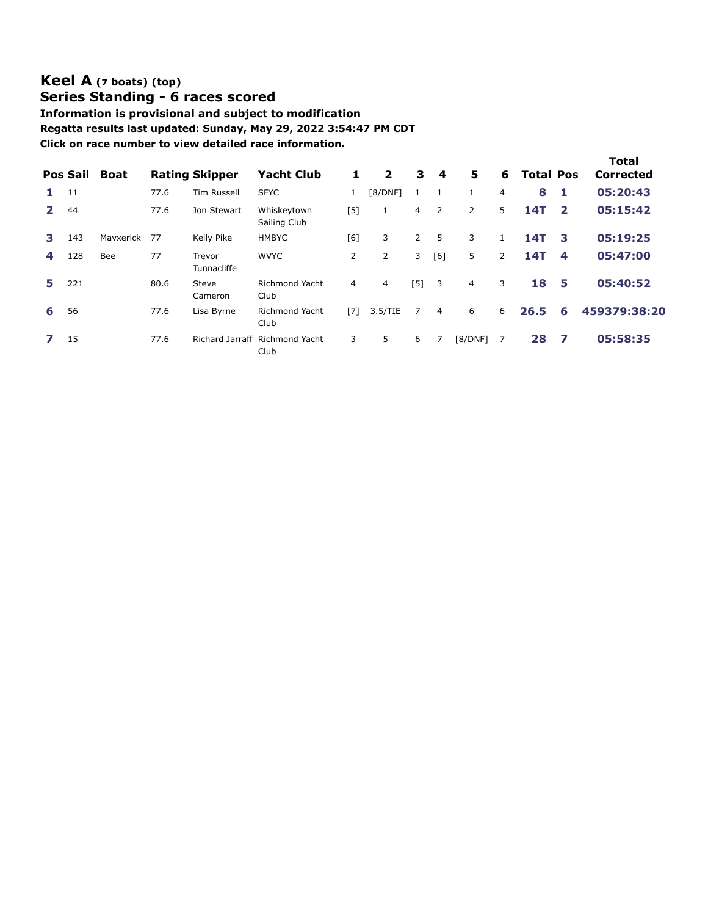# Keel A (7 boats) (top)

## Series Standing - 6 races scored

**Information is provisional and subject to modification**

**Regatta results last updated: Sunday, May 29, 2022 3:54:47 PM CDT**

**Click on race number to view detailed race information.**

| Pos | Sail | Boat | Rating | Skipper | Yacht Club | 1 | 2 | 3 | 4 | 5 | 6 | Total | Pos | Total Corrected |
|---|---|---|---|---|---|---|---|---|---|---|---|---|---|---|
| 1 | 11 | | 77.6 | Tim Russell | SFYC | 1 | [8/DNF] | 1 | 1 | 1 | 4 | 8 | 1 | 05:20:43 |
| 2 | 44 | | 77.6 | Jon Stewart | Whiskeytown Sailing Club | [5] | 1 | 4 | 2 | 2 | 5 | 14T | 2 | 05:15:42 |
| 3 | 143 | Mavxerick | 77 | Kelly Pike | HMBYC | [6] | 3 | 2 | 5 | 3 | 1 | 14T | 3 | 05:19:25 |
| 4 | 128 | Bee | 77 | Trevor Tunnacliffe | WVYC | 2 | 2 | 3 | [6] | 5 | 2 | 14T | 4 | 05:47:00 |
| 5 | 221 | | 80.6 | Steve Cameron | Richmond Yacht Club | 4 | 4 | [5] | 3 | 4 | 3 | 18 | 5 | 05:40:52 |
| 6 | 56 | | 77.6 | Lisa Byrne | Richmond Yacht Club | [7] | 3.5/TIE | 7 | 4 | 6 | 6 | 26.5 | 6 | 459379:38:20 |
| 7 | 15 | | 77.6 | Richard Jarraff | Richmond Yacht Club | 3 | 5 | 6 | 7 | [8/DNF] | 7 | 28 | 7 | 05:58:35 |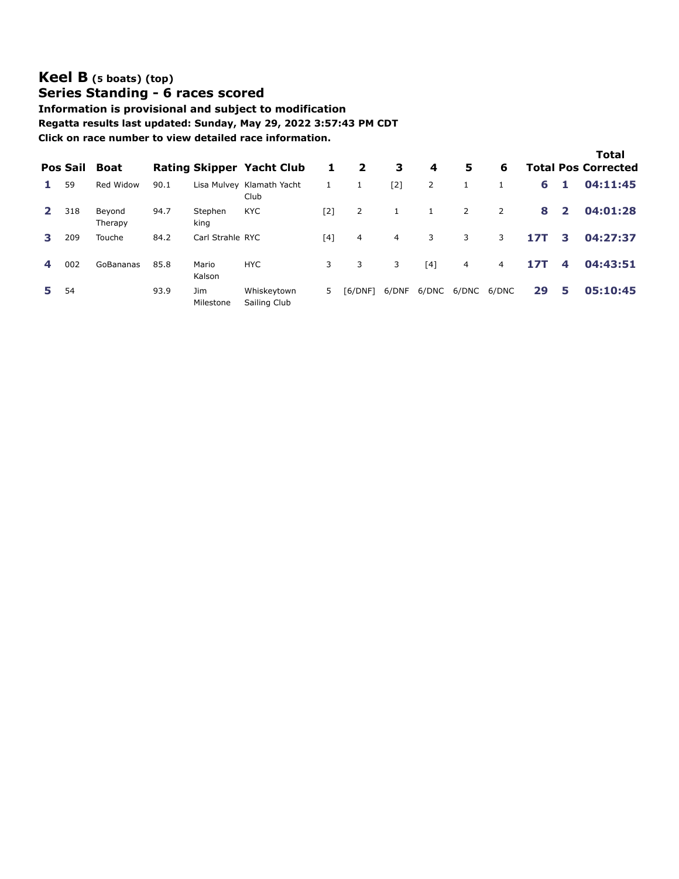## Keel B (5 boats) (top)

### Series Standing - 6 races scored

**Information is provisional and subject to modification**

**Regatta results last updated: Sunday, May 29, 2022 3:57:43 PM CDT**

**Click on race number to view detailed race information.**

| Pos | Sail | Boat | Rating | Skipper | Yacht Club | 1 | 2 | 3 | 4 | 5 | 6 | Total | Pos | Total Corrected |
|---|---|---|---|---|---|---|---|---|---|---|---|---|---|---|
| 1 | 59 | Red Widow | 90.1 | Lisa Mulvey | Klamath Yacht Club | 1 | 1 | [2] | 2 | 1 | 1 | 6 | 1 | 04:11:45 |
| 2 | 318 | Beyond Therapy | 94.7 | Stephen king | KYC | [2] | 2 | 1 | 1 | 2 | 2 | 8 | 2 | 04:01:28 |
| 3 | 209 | Touche | 84.2 | Carl Strahle | RYC | [4] | 4 | 4 | 3 | 3 | 3 | 17T | 3 | 04:27:37 |
| 4 | 002 | GoBananas | 85.8 | Mario Kalson | HYC | 3 | 3 | 3 | [4] | 4 | 4 | 17T | 4 | 04:43:51 |
| 5 | 54 | | 93.9 | Jim Milestone | Whiskeytown Sailing Club | 5 | [6/DNF] | 6/DNF | 6/DNC | 6/DNC | 6/DNC | 29 | 5 | 05:10:45 |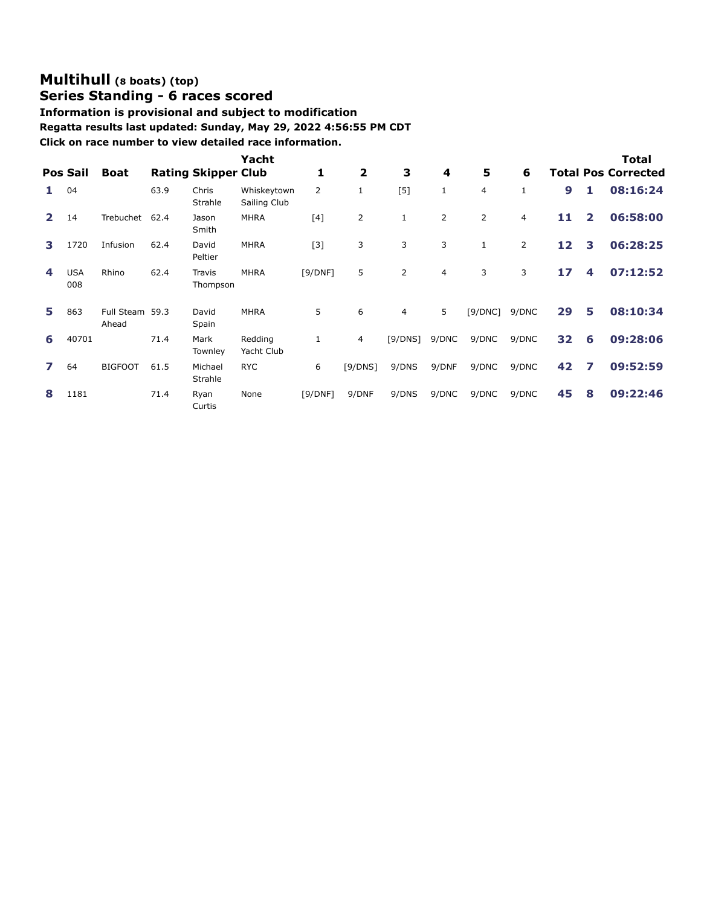# Multihull (8 boats) (top)

## Series Standing - 6 races scored

**Information is provisional and subject to modification**

**Regatta results last updated: Sunday, May 29, 2022 4:56:55 PM CDT**

**Click on race number to view detailed race information.**

| Pos | Sail | Boat | Rating | Skipper | Yacht Club | 1 | 2 | 3 | 4 | 5 | 6 | Total | Pos | Total Corrected |
|---|---|---|---|---|---|---|---|---|---|---|---|---|---|---|
| 1 | 04 | | 63.9 | Chris Strahle | Whiskeytown Sailing Club | 2 | 1 | [5] | 1 | 4 | 1 | 9 | 1 | 08:16:24 |
| 2 | 14 | Trebuchet | 62.4 | Jason Smith | MHRA | [4] | 2 | 1 | 2 | 2 | 4 | 11 | 2 | 06:58:00 |
| 3 | 1720 | Infusion | 62.4 | David Peltier | MHRA | [3] | 3 | 3 | 3 | 1 | 2 | 12 | 3 | 06:28:25 |
| 4 | USA 008 | Rhino | 62.4 | Travis Thompson | MHRA | [9/DNF] | 5 | 2 | 4 | 3 | 3 | 17 | 4 | 07:12:52 |
| 5 | 863 | Full Steam Ahead | 59.3 | David Spain | MHRA | 5 | 6 | 4 | 5 | [9/DNC] | 9/DNC | 29 | 5 | 08:10:34 |
| 6 | 40701 | | 71.4 | Mark Townley | Redding Yacht Club | 1 | 4 | [9/DNS] | 9/DNC | 9/DNC | 9/DNC | 32 | 6 | 09:28:06 |
| 7 | 64 | BIGFOOT | 61.5 | Michael Strahle | RYC | 6 | [9/DNS] | 9/DNS | 9/DNF | 9/DNC | 9/DNC | 42 | 7 | 09:52:59 |
| 8 | 1181 | | 71.4 | Ryan Curtis | None | [9/DNF] | 9/DNF | 9/DNS | 9/DNC | 9/DNC | 9/DNC | 45 | 8 | 09:22:46 |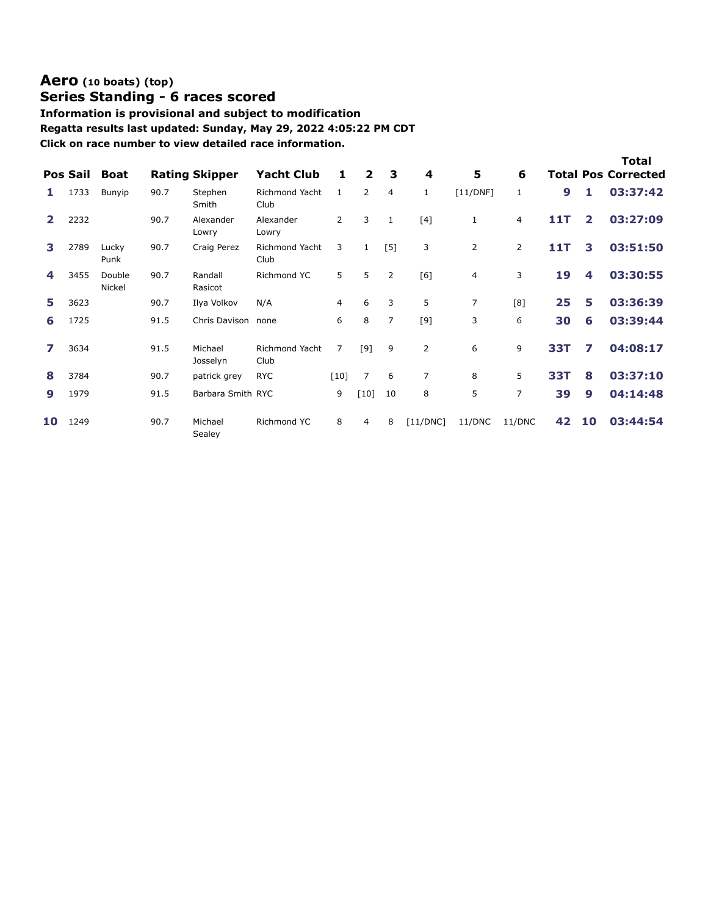## Aero (10 boats) (top)

## Series Standing - 6 races scored

**Information is provisional and subject to modification**

**Regatta results last updated: Sunday, May 29, 2022 4:05:22 PM CDT**

**Click on race number to view detailed race information.**

| Pos | Sail | Boat | Rating | Skipper | Yacht Club | 1 | 2 | 3 | 4 | 5 | 6 | Total | Pos | Total Corrected |
|---|---|---|---|---|---|---|---|---|---|---|---|---|---|---|
| 1 | 1733 | Bunyip | 90.7 | Stephen Smith | Richmond Yacht Club | 1 | 2 | 4 | 1 | [11/DNF] | 1 | 9 | 1 | 03:37:42 |
| 2 | 2232 | | 90.7 | Alexander Lowry | Alexander Lowry | 2 | 3 | 1 | [4] | 1 | 4 | 11T | 2 | 03:27:09 |
| 3 | 2789 | Lucky Punk | 90.7 | Craig Perez | Richmond Yacht Club | 3 | 1 | [5] | 3 | 2 | 2 | 11T | 3 | 03:51:50 |
| 4 | 3455 | Double Nickel | 90.7 | Randall Rasicot | Richmond YC | 5 | 5 | 2 | [6] | 4 | 3 | 19 | 4 | 03:30:55 |
| 5 | 3623 | | 90.7 | Ilya Volkov | N/A | 4 | 6 | 3 | 5 | 7 | [8] | 25 | 5 | 03:36:39 |
| 6 | 1725 | | 91.5 | Chris Davison | none | 6 | 8 | 7 | [9] | 3 | 6 | 30 | 6 | 03:39:44 |
| 7 | 3634 | | 91.5 | Michael Josselyn | Richmond Yacht Club | 7 | [9] | 9 | 2 | 6 | 9 | 33T | 7 | 04:08:17 |
| 8 | 3784 | | 90.7 | patrick grey | RYC | [10] | 7 | 6 | 7 | 8 | 5 | 33T | 8 | 03:37:10 |
| 9 | 1979 | | 91.5 | Barbara Smith | RYC | 9 | [10] | 10 | 8 | 5 | 7 | 39 | 9 | 04:14:48 |
| 10 | 1249 | | 90.7 | Michael Sealey | Richmond YC | 8 | 4 | 8 | [11/DNC] | 11/DNC | 11/DNC | 42 | 10 | 03:44:54 |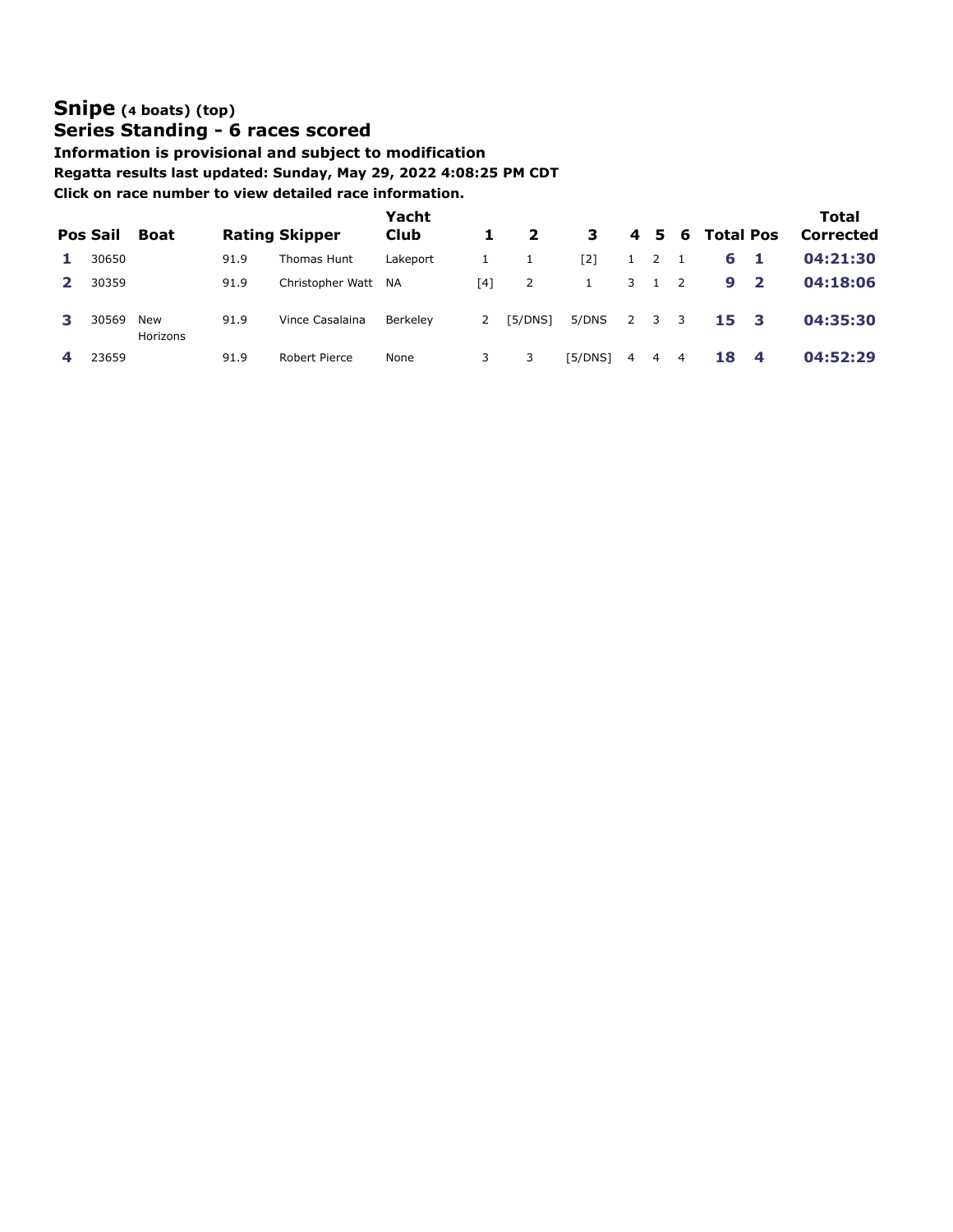## Snipe (4 boats) (top)

## Series Standing - 6 races scored

**Information is provisional and subject to modification**

**Regatta results last updated: Sunday, May 29, 2022 4:08:25 PM CDT**

**Click on race number to view detailed race information.**

| Pos | Sail | Boat | Rating | Skipper | Yacht Club | 1 | 2 | 3 | 4 | 5 | 6 | Total | Pos | Total Corrected |
|---|---|---|---|---|---|---|---|---|---|---|---|---|---|---|
| **1** | 30650 | | 91.9 | Thomas Hunt | Lakeport | 1 | 1 | [2] | 1 | 2 | 1 | **6** | **1** | **04:21:30** |
| **2** | 30359 | | 91.9 | Christopher Watt | NA | [4] | 2 | 1 | 3 | 1 | 2 | **9** | **2** | **04:18:06** |
| **3** | 30569 | New Horizons | 91.9 | Vince Casalaina | Berkeley | 2 | [5/DNS] | 5/DNS | 2 | 3 | 3 | **15** | **3** | **04:35:30** |
| **4** | 23659 | | 91.9 | Robert Pierce | None | 3 | 3 | [5/DNS] | 4 | 4 | 4 | **18** | **4** | **04:52:29** |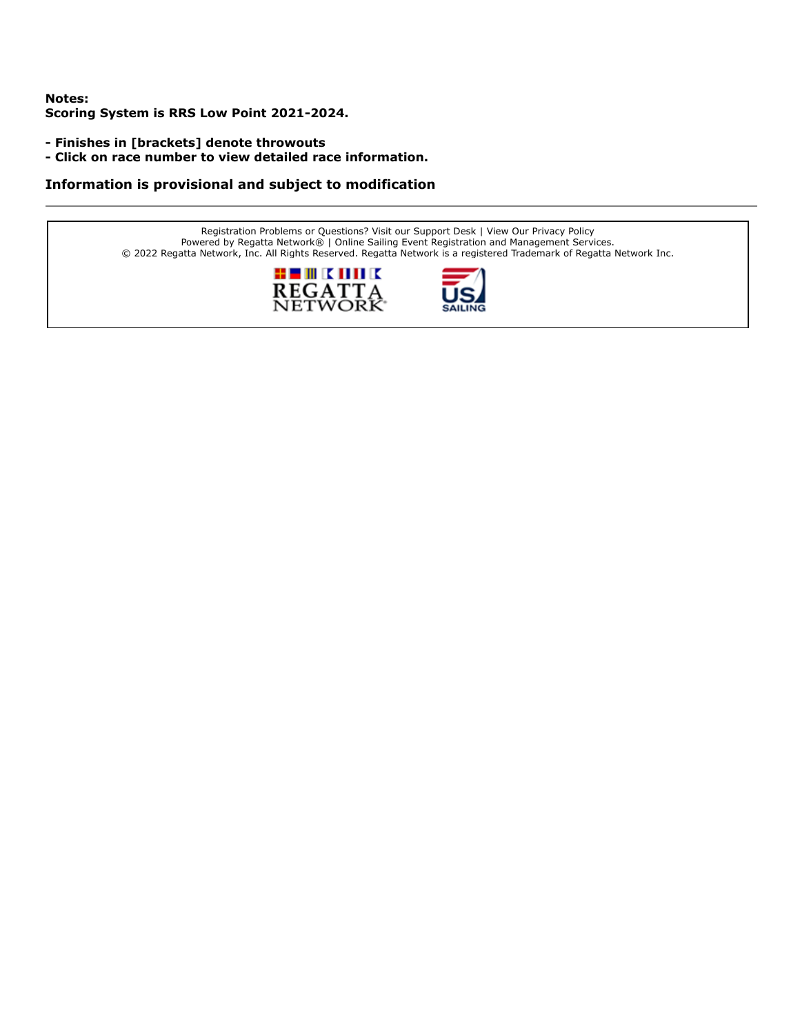**Notes:**
**Scoring System is RRS Low Point 2021-2024.**

**- Finishes in [brackets] denote throwouts**
**- Click on race number to view detailed race information.**

**Information is provisional and subject to modification**

---

Registration Problems or Questions? Visit our Support Desk | View Our Privacy Policy
Powered by Regatta Network® | Online Sailing Event Registration and Management Services.
© 2022 Regatta Network, Inc. All Rights Reserved. Regatta Network is a registered Trademark of Regatta Network Inc.